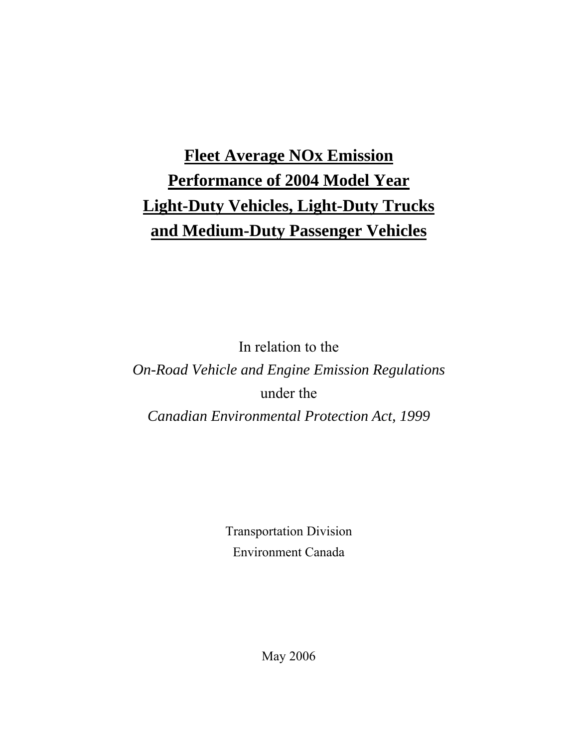# Fleet Average NOx Emission Performance of 2004 Model Year Light-Duty Vehicles, Light-Duty Trucks and Medium-Duty Passenger Vehicles

In relation to the

*On-Road Vehicle and Engine Emission Regulations*

under the

*Canadian Environmental Protection Act, 1999*

Transportation Division

Environment Canada

May 2006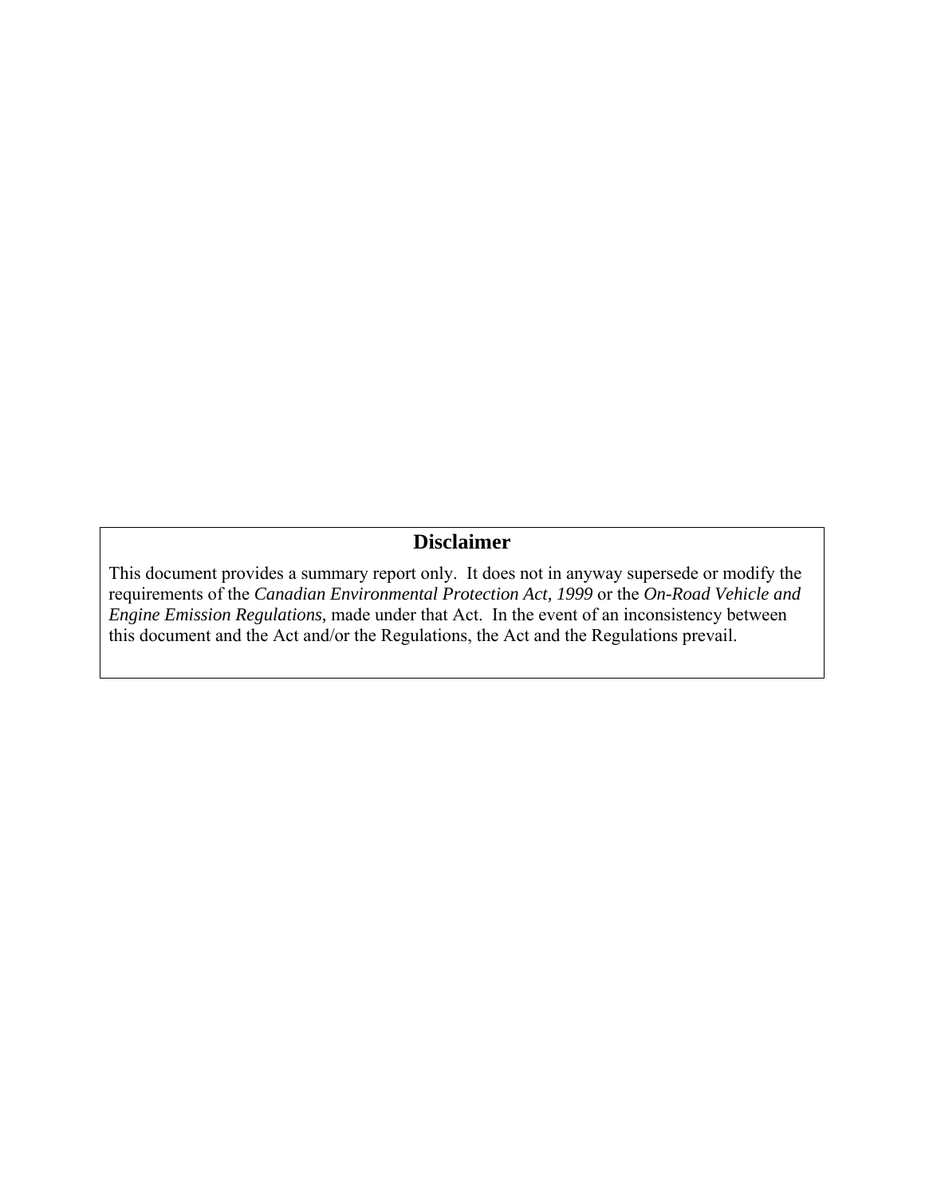## Disclaimer

This document provides a summary report only. It does not in anyway supersede or modify the requirements of the *Canadian Environmental Protection Act, 1999* or the *On-Road Vehicle and Engine Emission Regulations,* made under that Act. In the event of an inconsistency between this document and the Act and/or the Regulations, the Act and the Regulations prevail.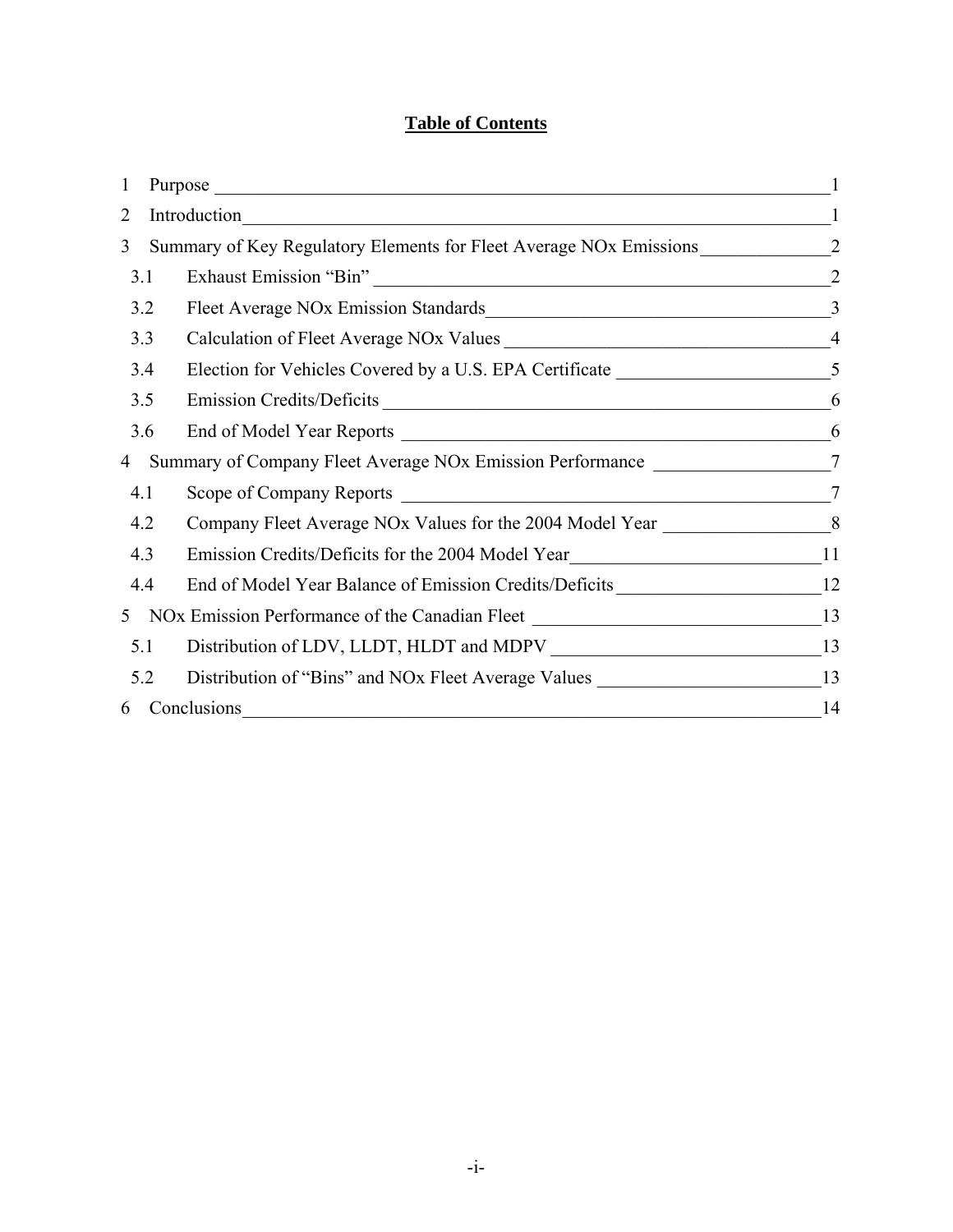# Table of Contents

| | | Page |
|---|---|---|
| 1 | Purpose | 1 |
| 2 | Introduction | 1 |
| 3 | Summary of Key Regulatory Elements for Fleet Average NOx Emissions | 2 |
| 3.1 | Exhaust Emission "Bin" | 2 |
| 3.2 | Fleet Average NOx Emission Standards | 3 |
| 3.3 | Calculation of Fleet Average NOx Values | 4 |
| 3.4 | Election for Vehicles Covered by a U.S. EPA Certificate | 5 |
| 3.5 | Emission Credits/Deficits | 6 |
| 3.6 | End of Model Year Reports | 6 |
| 4 | Summary of Company Fleet Average NOx Emission Performance | 7 |
| 4.1 | Scope of Company Reports | 7 |
| 4.2 | Company Fleet Average NOx Values for the 2004 Model Year | 8 |
| 4.3 | Emission Credits/Deficits for the 2004 Model Year | 11 |
| 4.4 | End of Model Year Balance of Emission Credits/Deficits | 12 |
| 5 | NOx Emission Performance of the Canadian Fleet | 13 |
| 5.1 | Distribution of LDV, LLDT, HLDT and MDPV | 13 |
| 5.2 | Distribution of "Bins" and NOx Fleet Average Values | 13 |
| 6 | Conclusions | 14 |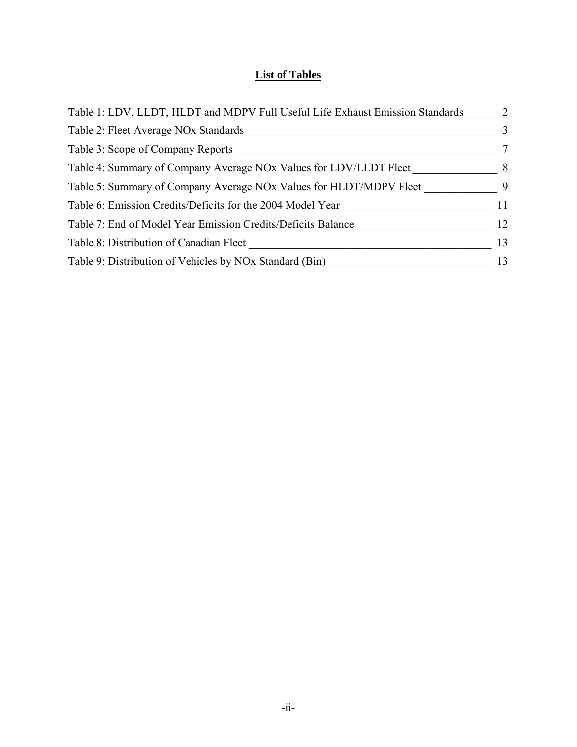# List of Tables

Table 1: LDV, LLDT, HLDT and MDPV Full Useful Life Exhaust Emission Standards ______ 2

Table 2: Fleet Average NOx Standards ______ 3

Table 3: Scope of Company Reports ______ 7

Table 4: Summary of Company Average NOx Values for LDV/LLDT Fleet ______ 8

Table 5: Summary of Company Average NOx Values for HLDT/MDPV Fleet ______ 9

Table 6: Emission Credits/Deficits for the 2004 Model Year ______ 11

Table 7: End of Model Year Emission Credits/Deficits Balance ______ 12

Table 8: Distribution of Canadian Fleet ______ 13

Table 9: Distribution of Vehicles by NOx Standard (Bin) ______ 13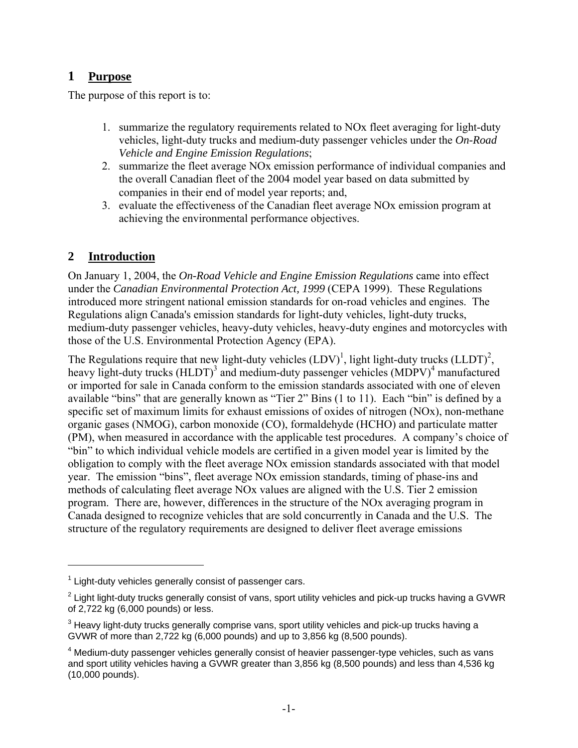## 1 Purpose

The purpose of this report is to:

1. summarize the regulatory requirements related to NOx fleet averaging for light-duty vehicles, light-duty trucks and medium-duty passenger vehicles under the *On-Road Vehicle and Engine Emission Regulations*;
2. summarize the fleet average NOx emission performance of individual companies and the overall Canadian fleet of the 2004 model year based on data submitted by companies in their end of model year reports; and,
3. evaluate the effectiveness of the Canadian fleet average NOx emission program at achieving the environmental performance objectives.

## 2 Introduction

On January 1, 2004, the *On-Road Vehicle and Engine Emission Regulations* came into effect under the *Canadian Environmental Protection Act, 1999* (CEPA 1999). These Regulations introduced more stringent national emission standards for on-road vehicles and engines. The Regulations align Canada's emission standards for light-duty vehicles, light-duty trucks, medium-duty passenger vehicles, heavy-duty vehicles, heavy-duty engines and motorcycles with those of the U.S. Environmental Protection Agency (EPA).

The Regulations require that new light-duty vehicles (LDV)[1], light light-duty trucks (LLDT)[2], heavy light-duty trucks (HLDT)[3] and medium-duty passenger vehicles (MDPV)[4] manufactured or imported for sale in Canada conform to the emission standards associated with one of eleven available "bins" that are generally known as "Tier 2" Bins (1 to 11). Each "bin" is defined by a specific set of maximum limits for exhaust emissions of oxides of nitrogen (NOx), non-methane organic gases (NMOG), carbon monoxide (CO), formaldehyde (HCHO) and particulate matter (PM), when measured in accordance with the applicable test procedures. A company's choice of "bin" to which individual vehicle models are certified in a given model year is limited by the obligation to comply with the fleet average NOx emission standards associated with that model year. The emission "bins", fleet average NOx emission standards, timing of phase-ins and methods of calculating fleet average NOx values are aligned with the U.S. Tier 2 emission program. There are, however, differences in the structure of the NOx averaging program in Canada designed to recognize vehicles that are sold concurrently in Canada and the U.S. The structure of the regulatory requirements are designed to deliver fleet average emissions

---

[1] Light-duty vehicles generally consist of passenger cars.

[2] Light light-duty trucks generally consist of vans, sport utility vehicles and pick-up trucks having a GVWR of 2,722 kg (6,000 pounds) or less.

[3] Heavy light-duty trucks generally comprise vans, sport utility vehicles and pick-up trucks having a GVWR of more than 2,722 kg (6,000 pounds) and up to 3,856 kg (8,500 pounds).

[4] Medium-duty passenger vehicles generally consist of heavier passenger-type vehicles, such as vans and sport utility vehicles having a GVWR greater than 3,856 kg (8,500 pounds) and less than 4,536 kg (10,000 pounds).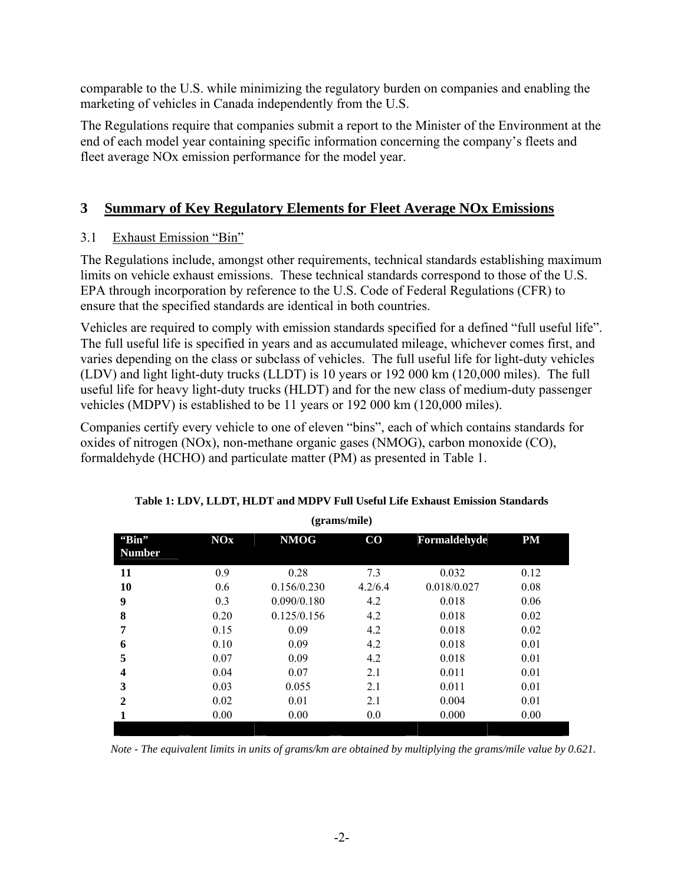comparable to the U.S. while minimizing the regulatory burden on companies and enabling the marketing of vehicles in Canada independently from the U.S.

The Regulations require that companies submit a report to the Minister of the Environment at the end of each model year containing specific information concerning the company's fleets and fleet average NOx emission performance for the model year.

## 3 Summary of Key Regulatory Elements for Fleet Average NOx Emissions

### 3.1 Exhaust Emission "Bin"

The Regulations include, amongst other requirements, technical standards establishing maximum limits on vehicle exhaust emissions. These technical standards correspond to those of the U.S. EPA through incorporation by reference to the U.S. Code of Federal Regulations (CFR) to ensure that the specified standards are identical in both countries.

Vehicles are required to comply with emission standards specified for a defined "full useful life". The full useful life is specified in years and as accumulated mileage, whichever comes first, and varies depending on the class or subclass of vehicles. The full useful life for light-duty vehicles (LDV) and light light-duty trucks (LLDT) is 10 years or 192 000 km (120,000 miles). The full useful life for heavy light-duty trucks (HLDT) and for the new class of medium-duty passenger vehicles (MDPV) is established to be 11 years or 192 000 km (120,000 miles).

Companies certify every vehicle to one of eleven "bins", each of which contains standards for oxides of nitrogen (NOx), non-methane organic gases (NMOG), carbon monoxide (CO), formaldehyde (HCHO) and particulate matter (PM) as presented in Table 1.

**Table 1: LDV, LLDT, HLDT and MDPV Full Useful Life Exhaust Emission Standards (grams/mile)**

| "Bin" Number | NOx | NMOG | CO | Formaldehyde | PM |
|---|---|---|---|---|---|
| **11** | 0.9 | 0.28 | 7.3 | 0.032 | 0.12 |
| **10** | 0.6 | 0.156/0.230 | 4.2/6.4 | 0.018/0.027 | 0.08 |
| **9** | 0.3 | 0.090/0.180 | 4.2 | 0.018 | 0.06 |
| **8** | 0.20 | 0.125/0.156 | 4.2 | 0.018 | 0.02 |
| **7** | 0.15 | 0.09 | 4.2 | 0.018 | 0.02 |
| **6** | 0.10 | 0.09 | 4.2 | 0.018 | 0.01 |
| **5** | 0.07 | 0.09 | 4.2 | 0.018 | 0.01 |
| **4** | 0.04 | 0.07 | 2.1 | 0.011 | 0.01 |
| **3** | 0.03 | 0.055 | 2.1 | 0.011 | 0.01 |
| **2** | 0.02 | 0.01 | 2.1 | 0.004 | 0.01 |
| **1** | 0.00 | 0.00 | 0.0 | 0.000 | 0.00 |

*Note - The equivalent limits in units of grams/km are obtained by multiplying the grams/mile value by 0.621.*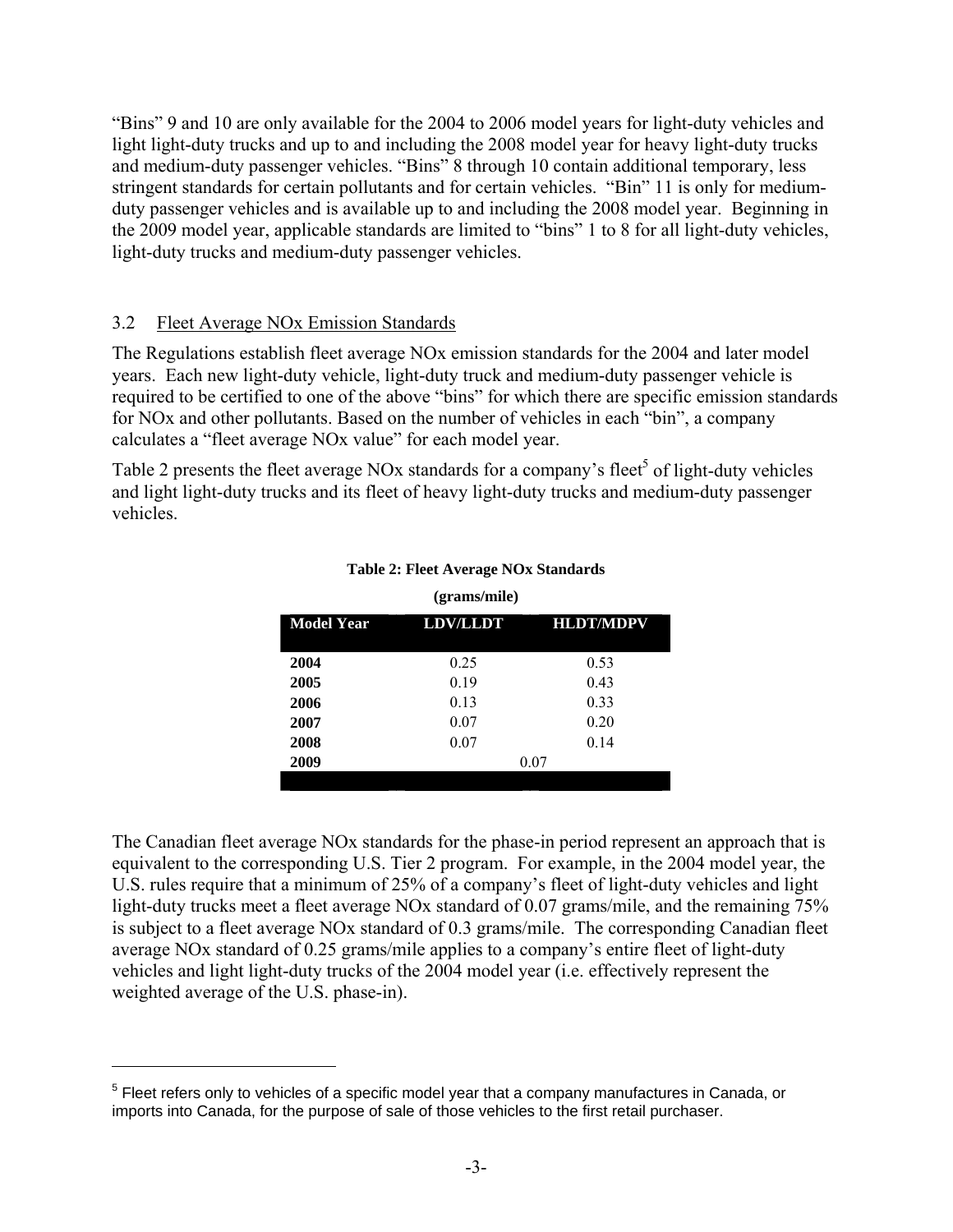"Bins" 9 and 10 are only available for the 2004 to 2006 model years for light-duty vehicles and light light-duty trucks and up to and including the 2008 model year for heavy light-duty trucks and medium-duty passenger vehicles. "Bins" 8 through 10 contain additional temporary, less stringent standards for certain pollutants and for certain vehicles. "Bin" 11 is only for medium-duty passenger vehicles and is available up to and including the 2008 model year. Beginning in the 2009 model year, applicable standards are limited to "bins" 1 to 8 for all light-duty vehicles, light-duty trucks and medium-duty passenger vehicles.

## 3.2 Fleet Average NOx Emission Standards

The Regulations establish fleet average NOx emission standards for the 2004 and later model years. Each new light-duty vehicle, light-duty truck and medium-duty passenger vehicle is required to be certified to one of the above "bins" for which there are specific emission standards for NOx and other pollutants. Based on the number of vehicles in each "bin", a company calculates a "fleet average NOx value" for each model year.

Table 2 presents the fleet average NOx standards for a company's fleet[5] of light-duty vehicles and light light-duty trucks and its fleet of heavy light-duty trucks and medium-duty passenger vehicles.

**Table 2: Fleet Average NOx Standards**

**(grams/mile)**

| Model Year | LDV/LLDT | HLDT/MDPV |
|---|---|---|
| **2004** | 0.25 | 0.53 |
| **2005** | 0.19 | 0.43 |
| **2006** | 0.13 | 0.33 |
| **2007** | 0.07 | 0.20 |
| **2008** | 0.07 | 0.14 |
| **2009** | 0.07 | |

The Canadian fleet average NOx standards for the phase-in period represent an approach that is equivalent to the corresponding U.S. Tier 2 program. For example, in the 2004 model year, the U.S. rules require that a minimum of 25% of a company's fleet of light-duty vehicles and light light-duty trucks meet a fleet average NOx standard of 0.07 grams/mile, and the remaining 75% is subject to a fleet average NOx standard of 0.3 grams/mile. The corresponding Canadian fleet average NOx standard of 0.25 grams/mile applies to a company's entire fleet of light-duty vehicles and light light-duty trucks of the 2004 model year (i.e. effectively represent the weighted average of the U.S. phase-in).

[5] Fleet refers only to vehicles of a specific model year that a company manufactures in Canada, or imports into Canada, for the purpose of sale of those vehicles to the first retail purchaser.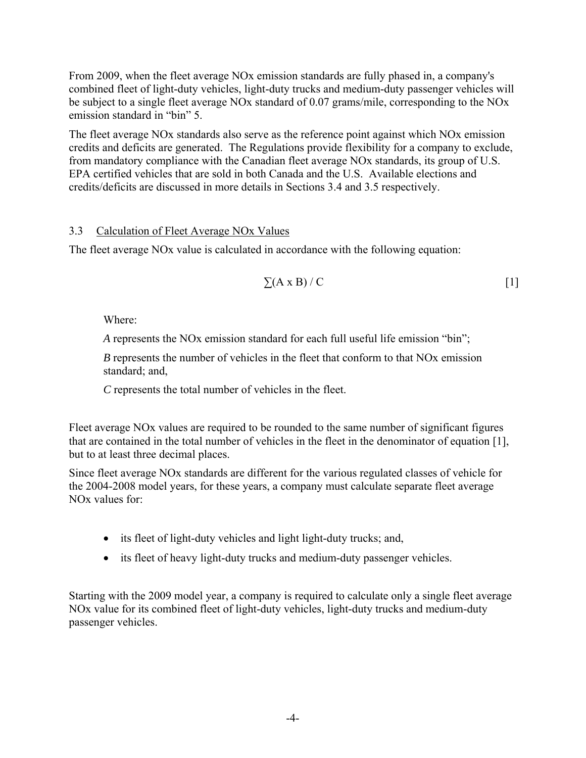From 2009, when the fleet average NOx emission standards are fully phased in, a company's combined fleet of light-duty vehicles, light-duty trucks and medium-duty passenger vehicles will be subject to a single fleet average NOx standard of 0.07 grams/mile, corresponding to the NOx emission standard in "bin" 5.

The fleet average NOx standards also serve as the reference point against which NOx emission credits and deficits are generated. The Regulations provide flexibility for a company to exclude, from mandatory compliance with the Canadian fleet average NOx standards, its group of U.S. EPA certified vehicles that are sold in both Canada and the U.S. Available elections and credits/deficits are discussed in more details in Sections 3.4 and 3.5 respectively.

### 3.3 Calculation of Fleet Average NOx Values

The fleet average NOx value is calculated in accordance with the following equation:

$$\sum(A \times B) / C \qquad [1]$$

Where:

*A* represents the NOx emission standard for each full useful life emission "bin";

*B* represents the number of vehicles in the fleet that conform to that NOx emission standard; and,

*C* represents the total number of vehicles in the fleet.

Fleet average NOx values are required to be rounded to the same number of significant figures that are contained in the total number of vehicles in the fleet in the denominator of equation [1], but to at least three decimal places.

Since fleet average NOx standards are different for the various regulated classes of vehicle for the 2004-2008 model years, for these years, a company must calculate separate fleet average NOx values for:

- its fleet of light-duty vehicles and light light-duty trucks; and,
- its fleet of heavy light-duty trucks and medium-duty passenger vehicles.

Starting with the 2009 model year, a company is required to calculate only a single fleet average NOx value for its combined fleet of light-duty vehicles, light-duty trucks and medium-duty passenger vehicles.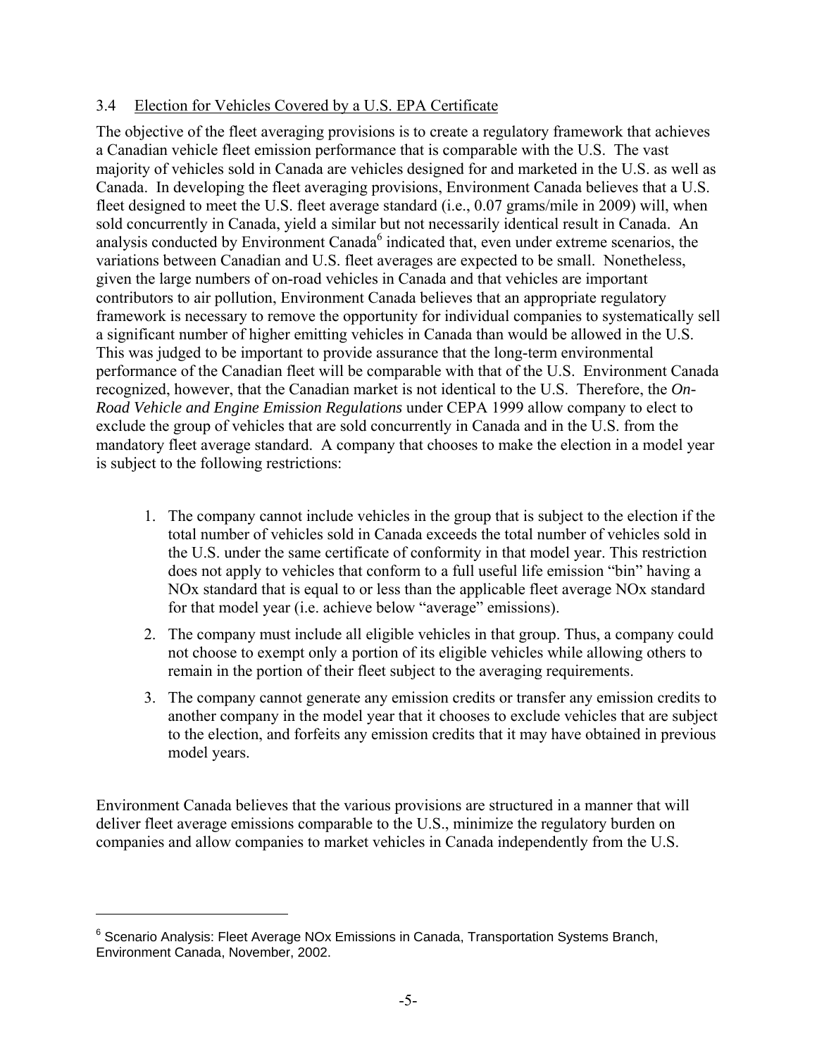### 3.4 Election for Vehicles Covered by a U.S. EPA Certificate

The objective of the fleet averaging provisions is to create a regulatory framework that achieves a Canadian vehicle fleet emission performance that is comparable with the U.S. The vast majority of vehicles sold in Canada are vehicles designed for and marketed in the U.S. as well as Canada. In developing the fleet averaging provisions, Environment Canada believes that a U.S. fleet designed to meet the U.S. fleet average standard (i.e., 0.07 grams/mile in 2009) will, when sold concurrently in Canada, yield a similar but not necessarily identical result in Canada. An analysis conducted by Environment Canada[6] indicated that, even under extreme scenarios, the variations between Canadian and U.S. fleet averages are expected to be small. Nonetheless, given the large numbers of on-road vehicles in Canada and that vehicles are important contributors to air pollution, Environment Canada believes that an appropriate regulatory framework is necessary to remove the opportunity for individual companies to systematically sell a significant number of higher emitting vehicles in Canada than would be allowed in the U.S. This was judged to be important to provide assurance that the long-term environmental performance of the Canadian fleet will be comparable with that of the U.S. Environment Canada recognized, however, that the Canadian market is not identical to the U.S. Therefore, the *On-Road Vehicle and Engine Emission Regulations* under CEPA 1999 allow company to elect to exclude the group of vehicles that are sold concurrently in Canada and in the U.S. from the mandatory fleet average standard. A company that chooses to make the election in a model year is subject to the following restrictions:

1. The company cannot include vehicles in the group that is subject to the election if the total number of vehicles sold in Canada exceeds the total number of vehicles sold in the U.S. under the same certificate of conformity in that model year. This restriction does not apply to vehicles that conform to a full useful life emission "bin" having a NOx standard that is equal to or less than the applicable fleet average NOx standard for that model year (i.e. achieve below "average" emissions).
2. The company must include all eligible vehicles in that group. Thus, a company could not choose to exempt only a portion of its eligible vehicles while allowing others to remain in the portion of their fleet subject to the averaging requirements.
3. The company cannot generate any emission credits or transfer any emission credits to another company in the model year that it chooses to exclude vehicles that are subject to the election, and forfeits any emission credits that it may have obtained in previous model years.

Environment Canada believes that the various provisions are structured in a manner that will deliver fleet average emissions comparable to the U.S., minimize the regulatory burden on companies and allow companies to market vehicles in Canada independently from the U.S.

---

[6] Scenario Analysis: Fleet Average NOx Emissions in Canada, Transportation Systems Branch, Environment Canada, November, 2002.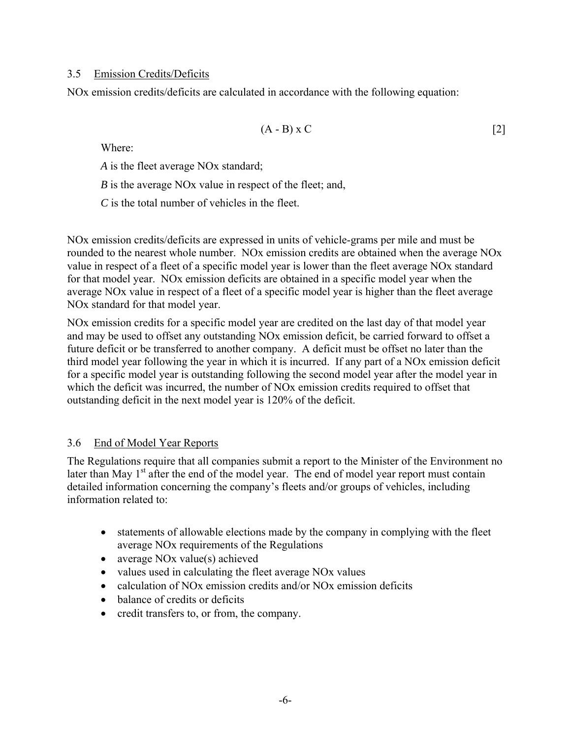### 3.5 Emission Credits/Deficits

NOx emission credits/deficits are calculated in accordance with the following equation:

$$(A - B) \times C \qquad [2]$$

Where:

*A* is the fleet average NOx standard;

*B* is the average NOx value in respect of the fleet; and,

*C* is the total number of vehicles in the fleet.

NOx emission credits/deficits are expressed in units of vehicle-grams per mile and must be rounded to the nearest whole number. NOx emission credits are obtained when the average NOx value in respect of a fleet of a specific model year is lower than the fleet average NOx standard for that model year. NOx emission deficits are obtained in a specific model year when the average NOx value in respect of a fleet of a specific model year is higher than the fleet average NOx standard for that model year.

NOx emission credits for a specific model year are credited on the last day of that model year and may be used to offset any outstanding NOx emission deficit, be carried forward to offset a future deficit or be transferred to another company. A deficit must be offset no later than the third model year following the year in which it is incurred. If any part of a NOx emission deficit for a specific model year is outstanding following the second model year after the model year in which the deficit was incurred, the number of NOx emission credits required to offset that outstanding deficit in the next model year is 120% of the deficit.

### 3.6 End of Model Year Reports

The Regulations require that all companies submit a report to the Minister of the Environment no later than May 1st after the end of the model year. The end of model year report must contain detailed information concerning the company's fleets and/or groups of vehicles, including information related to:

- statements of allowable elections made by the company in complying with the fleet average NOx requirements of the Regulations
- average NOx value(s) achieved
- values used in calculating the fleet average NOx values
- calculation of NOx emission credits and/or NOx emission deficits
- balance of credits or deficits
- credit transfers to, or from, the company.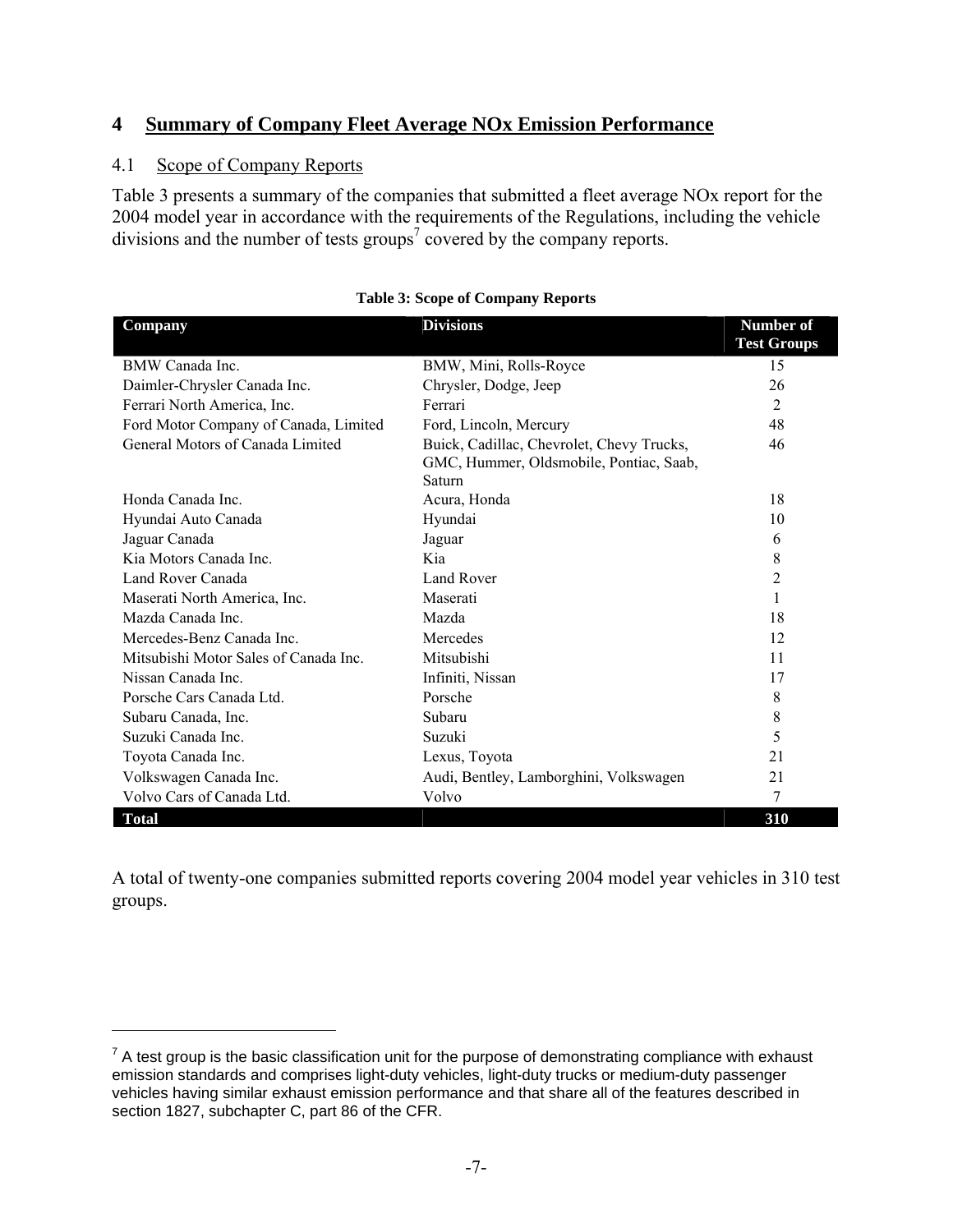## 4 Summary of Company Fleet Average NOx Emission Performance

### 4.1 Scope of Company Reports

Table 3 presents a summary of the companies that submitted a fleet average NOx report for the 2004 model year in accordance with the requirements of the Regulations, including the vehicle divisions and the number of tests groups[7] covered by the company reports.

**Table 3: Scope of Company Reports**

| Company | Divisions | Number of Test Groups |
|---|---|---|
| BMW Canada Inc. | BMW, Mini, Rolls-Royce | 15 |
| Daimler-Chrysler Canada Inc. | Chrysler, Dodge, Jeep | 26 |
| Ferrari North America, Inc. | Ferrari | 2 |
| Ford Motor Company of Canada, Limited | Ford, Lincoln, Mercury | 48 |
| General Motors of Canada Limited | Buick, Cadillac, Chevrolet, Chevy Trucks, GMC, Hummer, Oldsmobile, Pontiac, Saab, Saturn | 46 |
| Honda Canada Inc. | Acura, Honda | 18 |
| Hyundai Auto Canada | Hyundai | 10 |
| Jaguar Canada | Jaguar | 6 |
| Kia Motors Canada Inc. | Kia | 8 |
| Land Rover Canada | Land Rover | 2 |
| Maserati North America, Inc. | Maserati | 1 |
| Mazda Canada Inc. | Mazda | 18 |
| Mercedes-Benz Canada Inc. | Mercedes | 12 |
| Mitsubishi Motor Sales of Canada Inc. | Mitsubishi | 11 |
| Nissan Canada Inc. | Infiniti, Nissan | 17 |
| Porsche Cars Canada Ltd. | Porsche | 8 |
| Subaru Canada, Inc. | Subaru | 8 |
| Suzuki Canada Inc. | Suzuki | 5 |
| Toyota Canada Inc. | Lexus, Toyota | 21 |
| Volkswagen Canada Inc. | Audi, Bentley, Lamborghini, Volkswagen | 21 |
| Volvo Cars of Canada Ltd. | Volvo | 7 |
| **Total** | | **310** |

A total of twenty-one companies submitted reports covering 2004 model year vehicles in 310 test groups.

[7] A test group is the basic classification unit for the purpose of demonstrating compliance with exhaust emission standards and comprises light-duty vehicles, light-duty trucks or medium-duty passenger vehicles having similar exhaust emission performance and that share all of the features described in section 1827, subchapter C, part 86 of the CFR.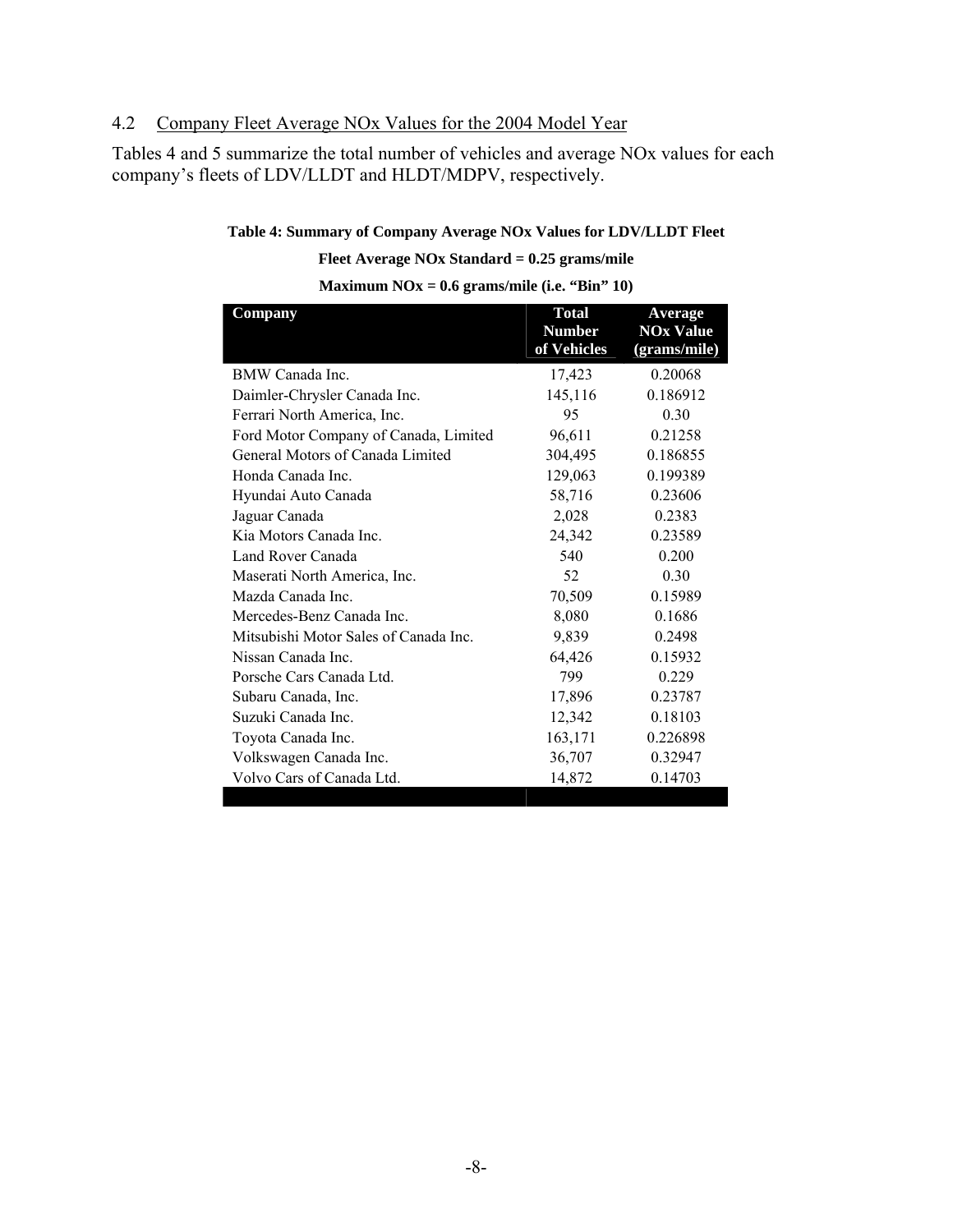### 4.2 Company Fleet Average NOx Values for the 2004 Model Year

Tables 4 and 5 summarize the total number of vehicles and average NOx values for each company's fleets of LDV/LLDT and HLDT/MDPV, respectively.

**Table 4: Summary of Company Average NOx Values for LDV/LLDT Fleet**

**Fleet Average NOx Standard = 0.25 grams/mile**

**Maximum NOx = 0.6 grams/mile (i.e. "Bin" 10)**

| Company | Total Number of Vehicles | Average NOx Value (grams/mile) |
|---|---|---|
| BMW Canada Inc. | 17,423 | 0.20068 |
| Daimler-Chrysler Canada Inc. | 145,116 | 0.186912 |
| Ferrari North America, Inc. | 95 | 0.30 |
| Ford Motor Company of Canada, Limited | 96,611 | 0.21258 |
| General Motors of Canada Limited | 304,495 | 0.186855 |
| Honda Canada Inc. | 129,063 | 0.199389 |
| Hyundai Auto Canada | 58,716 | 0.23606 |
| Jaguar Canada | 2,028 | 0.2383 |
| Kia Motors Canada Inc. | 24,342 | 0.23589 |
| Land Rover Canada | 540 | 0.200 |
| Maserati North America, Inc. | 52 | 0.30 |
| Mazda Canada Inc. | 70,509 | 0.15989 |
| Mercedes-Benz Canada Inc. | 8,080 | 0.1686 |
| Mitsubishi Motor Sales of Canada Inc. | 9,839 | 0.2498 |
| Nissan Canada Inc. | 64,426 | 0.15932 |
| Porsche Cars Canada Ltd. | 799 | 0.229 |
| Subaru Canada, Inc. | 17,896 | 0.23787 |
| Suzuki Canada Inc. | 12,342 | 0.18103 |
| Toyota Canada Inc. | 163,171 | 0.226898 |
| Volkswagen Canada Inc. | 36,707 | 0.32947 |
| Volvo Cars of Canada Ltd. | 14,872 | 0.14703 |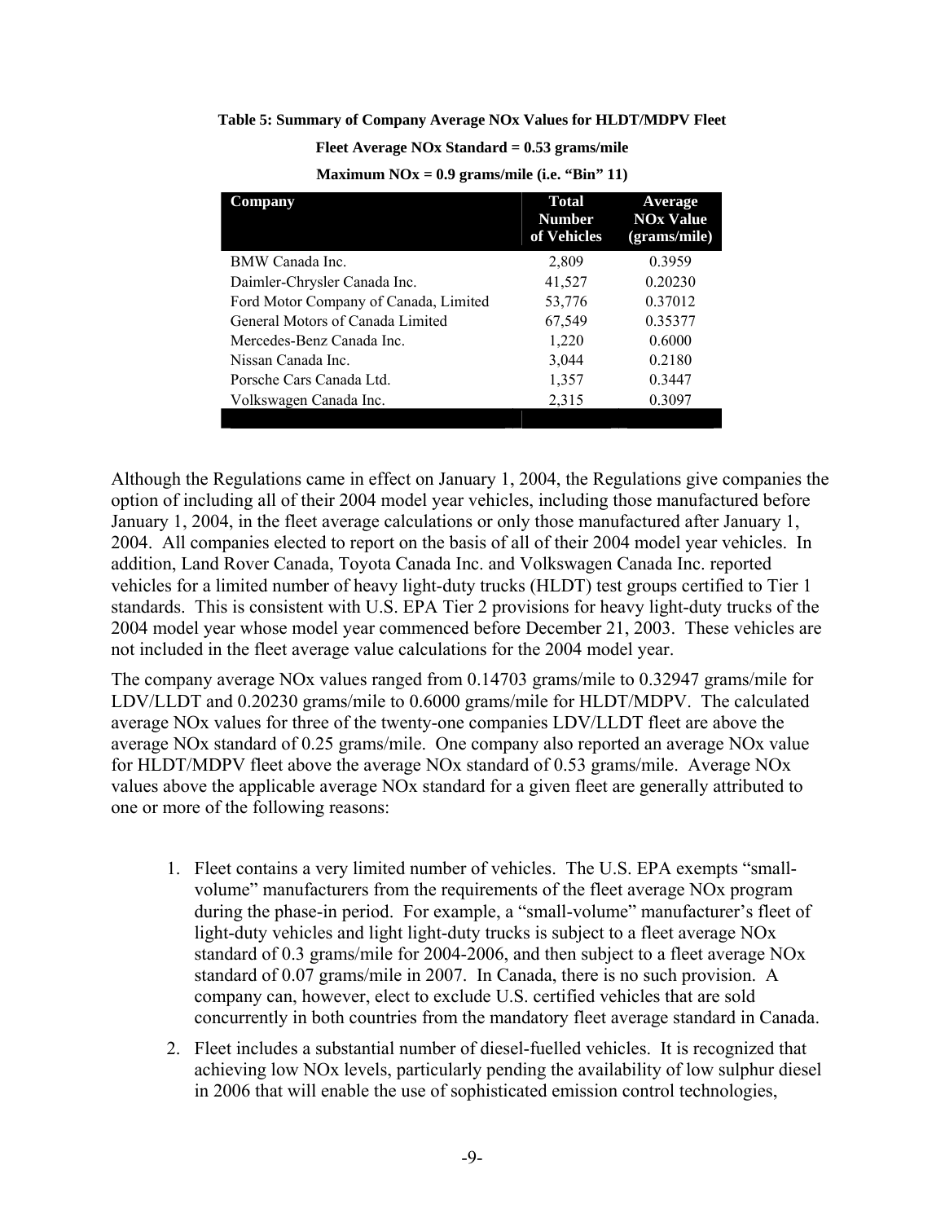**Table 5: Summary of Company Average NOx Values for HLDT/MDPV Fleet**

**Fleet Average NOx Standard = 0.53 grams/mile**

**Maximum NOx = 0.9 grams/mile (i.e. "Bin" 11)**

| Company | Total Number of Vehicles | Average NOx Value (grams/mile) |
|---|---|---|
| BMW Canada Inc. | 2,809 | 0.3959 |
| Daimler-Chrysler Canada Inc. | 41,527 | 0.20230 |
| Ford Motor Company of Canada, Limited | 53,776 | 0.37012 |
| General Motors of Canada Limited | 67,549 | 0.35377 |
| Mercedes-Benz Canada Inc. | 1,220 | 0.6000 |
| Nissan Canada Inc. | 3,044 | 0.2180 |
| Porsche Cars Canada Ltd. | 1,357 | 0.3447 |
| Volkswagen Canada Inc. | 2,315 | 0.3097 |

Although the Regulations came in effect on January 1, 2004, the Regulations give companies the option of including all of their 2004 model year vehicles, including those manufactured before January 1, 2004, in the fleet average calculations or only those manufactured after January 1, 2004. All companies elected to report on the basis of all of their 2004 model year vehicles. In addition, Land Rover Canada, Toyota Canada Inc. and Volkswagen Canada Inc. reported vehicles for a limited number of heavy light-duty trucks (HLDT) test groups certified to Tier 1 standards. This is consistent with U.S. EPA Tier 2 provisions for heavy light-duty trucks of the 2004 model year whose model year commenced before December 21, 2003. These vehicles are not included in the fleet average value calculations for the 2004 model year.

The company average NOx values ranged from 0.14703 grams/mile to 0.32947 grams/mile for LDV/LLDT and 0.20230 grams/mile to 0.6000 grams/mile for HLDT/MDPV. The calculated average NOx values for three of the twenty-one companies LDV/LLDT fleet are above the average NOx standard of 0.25 grams/mile. One company also reported an average NOx value for HLDT/MDPV fleet above the average NOx standard of 0.53 grams/mile. Average NOx values above the applicable average NOx standard for a given fleet are generally attributed to one or more of the following reasons:

1. Fleet contains a very limited number of vehicles. The U.S. EPA exempts "small-volume" manufacturers from the requirements of the fleet average NOx program during the phase-in period. For example, a "small-volume" manufacturer's fleet of light-duty vehicles and light light-duty trucks is subject to a fleet average NOx standard of 0.3 grams/mile for 2004-2006, and then subject to a fleet average NOx standard of 0.07 grams/mile in 2007. In Canada, there is no such provision. A company can, however, elect to exclude U.S. certified vehicles that are sold concurrently in both countries from the mandatory fleet average standard in Canada.
2. Fleet includes a substantial number of diesel-fuelled vehicles. It is recognized that achieving low NOx levels, particularly pending the availability of low sulphur diesel in 2006 that will enable the use of sophisticated emission control technologies,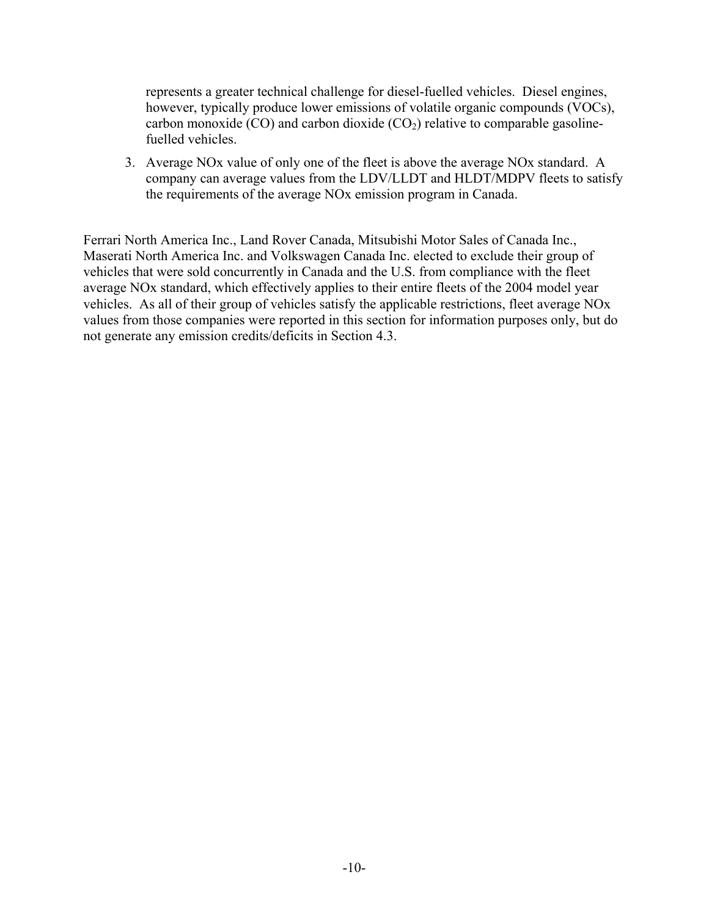represents a greater technical challenge for diesel-fuelled vehicles. Diesel engines, however, typically produce lower emissions of volatile organic compounds (VOCs), carbon monoxide (CO) and carbon dioxide ($CO_2$) relative to comparable gasoline-fuelled vehicles.

3. Average NOx value of only one of the fleet is above the average NOx standard. A company can average values from the LDV/LLDT and HLDT/MDPV fleets to satisfy the requirements of the average NOx emission program in Canada.

Ferrari North America Inc., Land Rover Canada, Mitsubishi Motor Sales of Canada Inc., Maserati North America Inc. and Volkswagen Canada Inc. elected to exclude their group of vehicles that were sold concurrently in Canada and the U.S. from compliance with the fleet average NOx standard, which effectively applies to their entire fleets of the 2004 model year vehicles. As all of their group of vehicles satisfy the applicable restrictions, fleet average NOx values from those companies were reported in this section for information purposes only, but do not generate any emission credits/deficits in Section 4.3.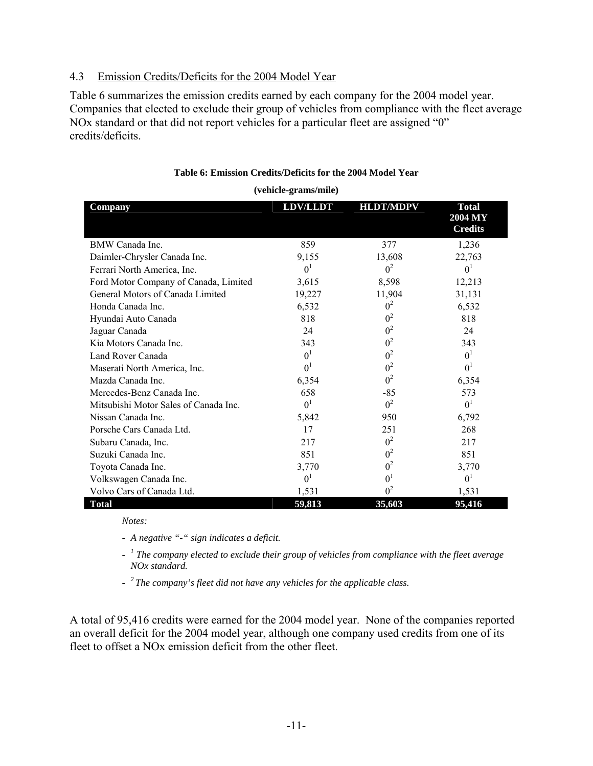### 4.3 Emission Credits/Deficits for the 2004 Model Year

Table 6 summarizes the emission credits earned by each company for the 2004 model year. Companies that elected to exclude their group of vehicles from compliance with the fleet average NOx standard or that did not report vehicles for a particular fleet are assigned "0" credits/deficits.

**Table 6: Emission Credits/Deficits for the 2004 Model Year**

**(vehicle-grams/mile)**

| Company | LDV/LLDT | HLDT/MDPV | Total 2004 MY Credits |
|---|---|---|---|
| BMW Canada Inc. | 859 | 377 | 1,236 |
| Daimler-Chrysler Canada Inc. | 9,155 | 13,608 | 22,763 |
| Ferrari North America, Inc. | 0[1] | 0[2] | 0[1] |
| Ford Motor Company of Canada, Limited | 3,615 | 8,598 | 12,213 |
| General Motors of Canada Limited | 19,227 | 11,904 | 31,131 |
| Honda Canada Inc. | 6,532 | 0[2] | 6,532 |
| Hyundai Auto Canada | 818 | 0[2] | 818 |
| Jaguar Canada | 24 | 0[2] | 24 |
| Kia Motors Canada Inc. | 343 | 0[2] | 343 |
| Land Rover Canada | 0[1] | 0[2] | 0[1] |
| Maserati North America, Inc. | 0[1] | 0[2] | 0[1] |
| Mazda Canada Inc. | 6,354 | 0[2] | 6,354 |
| Mercedes-Benz Canada Inc. | 658 | -85 | 573 |
| Mitsubishi Motor Sales of Canada Inc. | 0[1] | 0[2] | 0[1] |
| Nissan Canada Inc. | 5,842 | 950 | 6,792 |
| Porsche Cars Canada Ltd. | 17 | 251 | 268 |
| Subaru Canada, Inc. | 217 | 0[2] | 217 |
| Suzuki Canada Inc. | 851 | 0[2] | 851 |
| Toyota Canada Inc. | 3,770 | 0[2] | 3,770 |
| Volkswagen Canada Inc. | 0[1] | 0[1] | 0[1] |
| Volvo Cars of Canada Ltd. | 1,531 | 0[2] | 1,531 |
| **Total** | **59,813** | **35,603** | **95,416** |

*Notes:*

- *A negative "-" sign indicates a deficit.*
- *[1] The company elected to exclude their group of vehicles from compliance with the fleet average NOx standard.*
- *[2] The company's fleet did not have any vehicles for the applicable class.*

A total of 95,416 credits were earned for the 2004 model year. None of the companies reported an overall deficit for the 2004 model year, although one company used credits from one of its fleet to offset a NOx emission deficit from the other fleet.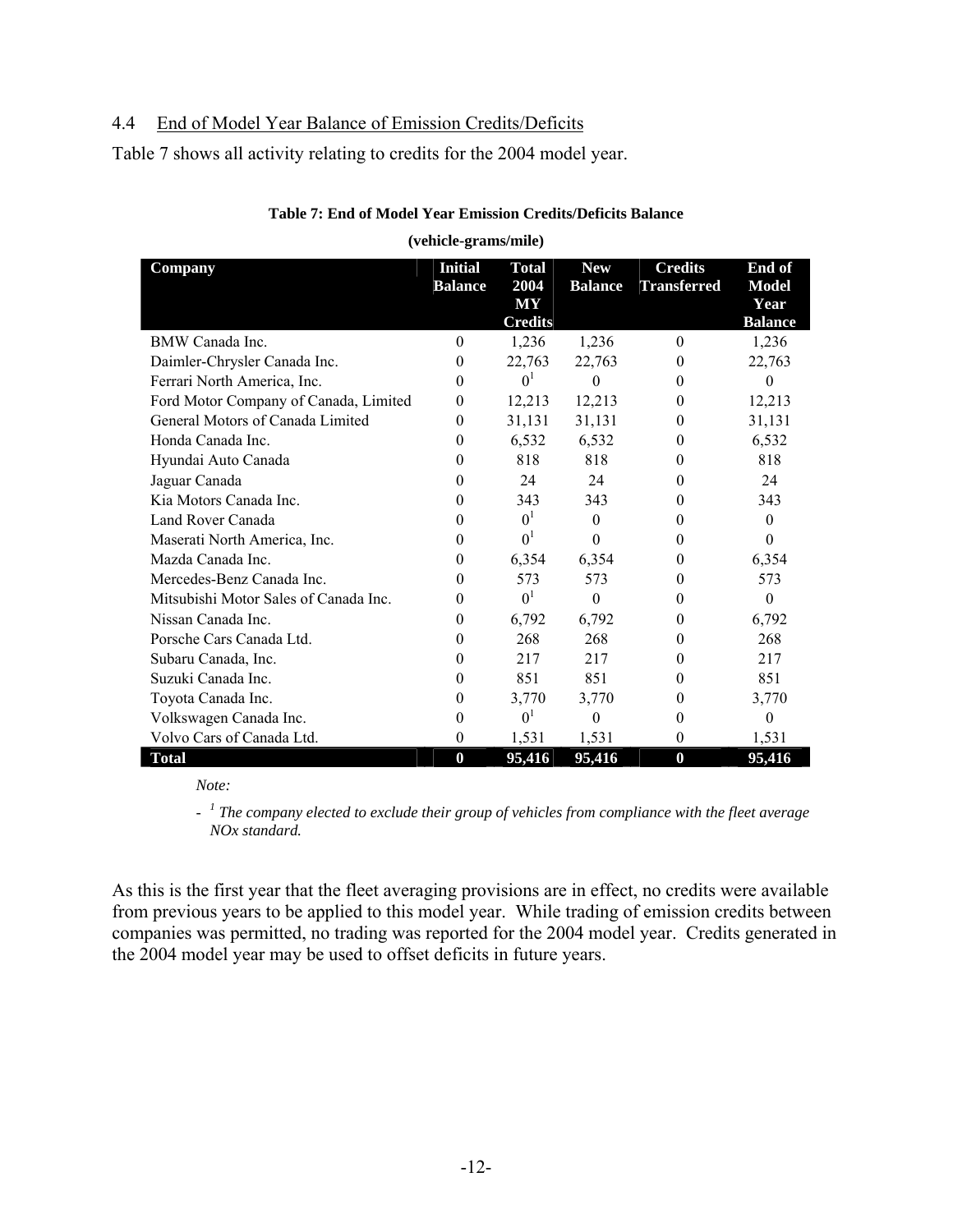## 4.4 End of Model Year Balance of Emission Credits/Deficits

Table 7 shows all activity relating to credits for the 2004 model year.

**Table 7: End of Model Year Emission Credits/Deficits Balance**

**(vehicle-grams/mile)**

| Company | Initial Balance | Total 2004 MY Credits | New Balance | Credits Transferred | End of Model Year Balance |
|---|---|---|---|---|---|
| BMW Canada Inc. | 0 | 1,236 | 1,236 | 0 | 1,236 |
| Daimler-Chrysler Canada Inc. | 0 | 22,763 | 22,763 | 0 | 22,763 |
| Ferrari North America, Inc. | 0 | 0[1] | 0 | 0 | 0 |
| Ford Motor Company of Canada, Limited | 0 | 12,213 | 12,213 | 0 | 12,213 |
| General Motors of Canada Limited | 0 | 31,131 | 31,131 | 0 | 31,131 |
| Honda Canada Inc. | 0 | 6,532 | 6,532 | 0 | 6,532 |
| Hyundai Auto Canada | 0 | 818 | 818 | 0 | 818 |
| Jaguar Canada | 0 | 24 | 24 | 0 | 24 |
| Kia Motors Canada Inc. | 0 | 343 | 343 | 0 | 343 |
| Land Rover Canada | 0 | 0[1] | 0 | 0 | 0 |
| Maserati North America, Inc. | 0 | 0[1] | 0 | 0 | 0 |
| Mazda Canada Inc. | 0 | 6,354 | 6,354 | 0 | 6,354 |
| Mercedes-Benz Canada Inc. | 0 | 573 | 573 | 0 | 573 |
| Mitsubishi Motor Sales of Canada Inc. | 0 | 0[1] | 0 | 0 | 0 |
| Nissan Canada Inc. | 0 | 6,792 | 6,792 | 0 | 6,792 |
| Porsche Cars Canada Ltd. | 0 | 268 | 268 | 0 | 268 |
| Subaru Canada, Inc. | 0 | 217 | 217 | 0 | 217 |
| Suzuki Canada Inc. | 0 | 851 | 851 | 0 | 851 |
| Toyota Canada Inc. | 0 | 3,770 | 3,770 | 0 | 3,770 |
| Volkswagen Canada Inc. | 0 | 0[1] | 0 | 0 | 0 |
| Volvo Cars of Canada Ltd. | 0 | 1,531 | 1,531 | 0 | 1,531 |
| **Total** | **0** | **95,416** | **95,416** | **0** | **95,416** |

*Note:*

- *[1] The company elected to exclude their group of vehicles from compliance with the fleet average NOx standard.*

As this is the first year that the fleet averaging provisions are in effect, no credits were available from previous years to be applied to this model year. While trading of emission credits between companies was permitted, no trading was reported for the 2004 model year. Credits generated in the 2004 model year may be used to offset deficits in future years.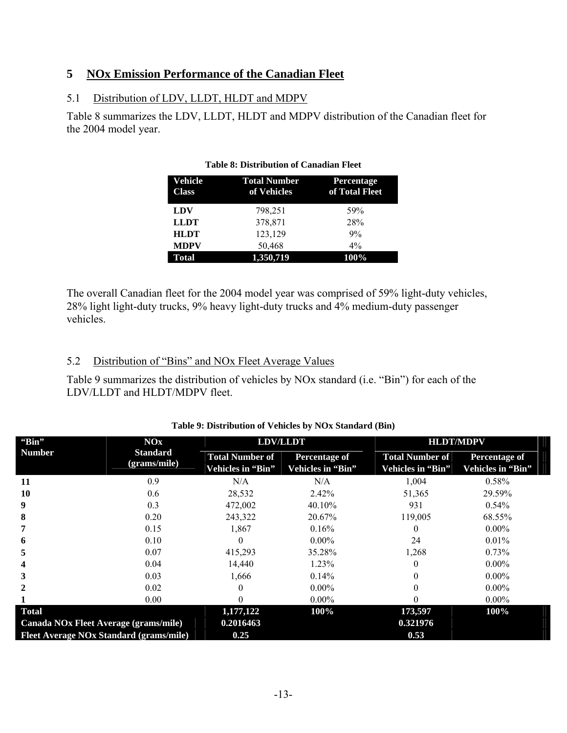# 5 NOx Emission Performance of the Canadian Fleet

## 5.1 Distribution of LDV, LLDT, HLDT and MDPV

Table 8 summarizes the LDV, LLDT, HLDT and MDPV distribution of the Canadian fleet for the 2004 model year.

**Table 8: Distribution of Canadian Fleet**

| Vehicle Class | Total Number of Vehicles | Percentage of Total Fleet |
|---|---|---|
| **LDV** | 798,251 | 59% |
| **LLDT** | 378,871 | 28% |
| **HLDT** | 123,129 | 9% |
| **MDPV** | 50,468 | 4% |
| **Total** | **1,350,719** | **100%** |

The overall Canadian fleet for the 2004 model year was comprised of 59% light-duty vehicles, 28% light light-duty trucks, 9% heavy light-duty trucks and 4% medium-duty passenger vehicles.

## 5.2 Distribution of "Bins" and NOx Fleet Average Values

Table 9 summarizes the distribution of vehicles by NOx standard (i.e. "Bin") for each of the LDV/LLDT and HLDT/MDPV fleet.

**Table 9: Distribution of Vehicles by NOx Standard (Bin)**

| "Bin" Number | NOx Standard (grams/mile) | LDV/LLDT | | HLDT/MDPV | |
|---|---|---|---|---|---|
| | | Total Number of Vehicles in "Bin" | Percentage of Vehicles in "Bin" | Total Number of Vehicles in "Bin" | Percentage of Vehicles in "Bin" |
| **11** | 0.9 | N/A | N/A | 1,004 | 0.58% |
| **10** | 0.6 | 28,532 | 2.42% | 51,365 | 29.59% |
| **9** | 0.3 | 472,002 | 40.10% | 931 | 0.54% |
| **8** | 0.20 | 243,322 | 20.67% | 119,005 | 68.55% |
| **7** | 0.15 | 1,867 | 0.16% | 0 | 0.00% |
| **6** | 0.10 | 0 | 0.00% | 24 | 0.01% |
| **5** | 0.07 | 415,293 | 35.28% | 1,268 | 0.73% |
| **4** | 0.04 | 14,440 | 1.23% | 0 | 0.00% |
| **3** | 0.03 | 1,666 | 0.14% | 0 | 0.00% |
| **2** | 0.02 | 0 | 0.00% | 0 | 0.00% |
| **1** | 0.00 | 0 | 0.00% | 0 | 0.00% |
| **Total** | | **1,177,122** | **100%** | **173,597** | **100%** |
| **Canada NOx Fleet Average (grams/mile)** | | **0.2016463** | | **0.321976** | |
| **Fleet Average NOx Standard (grams/mile)** | | **0.25** | | **0.53** | |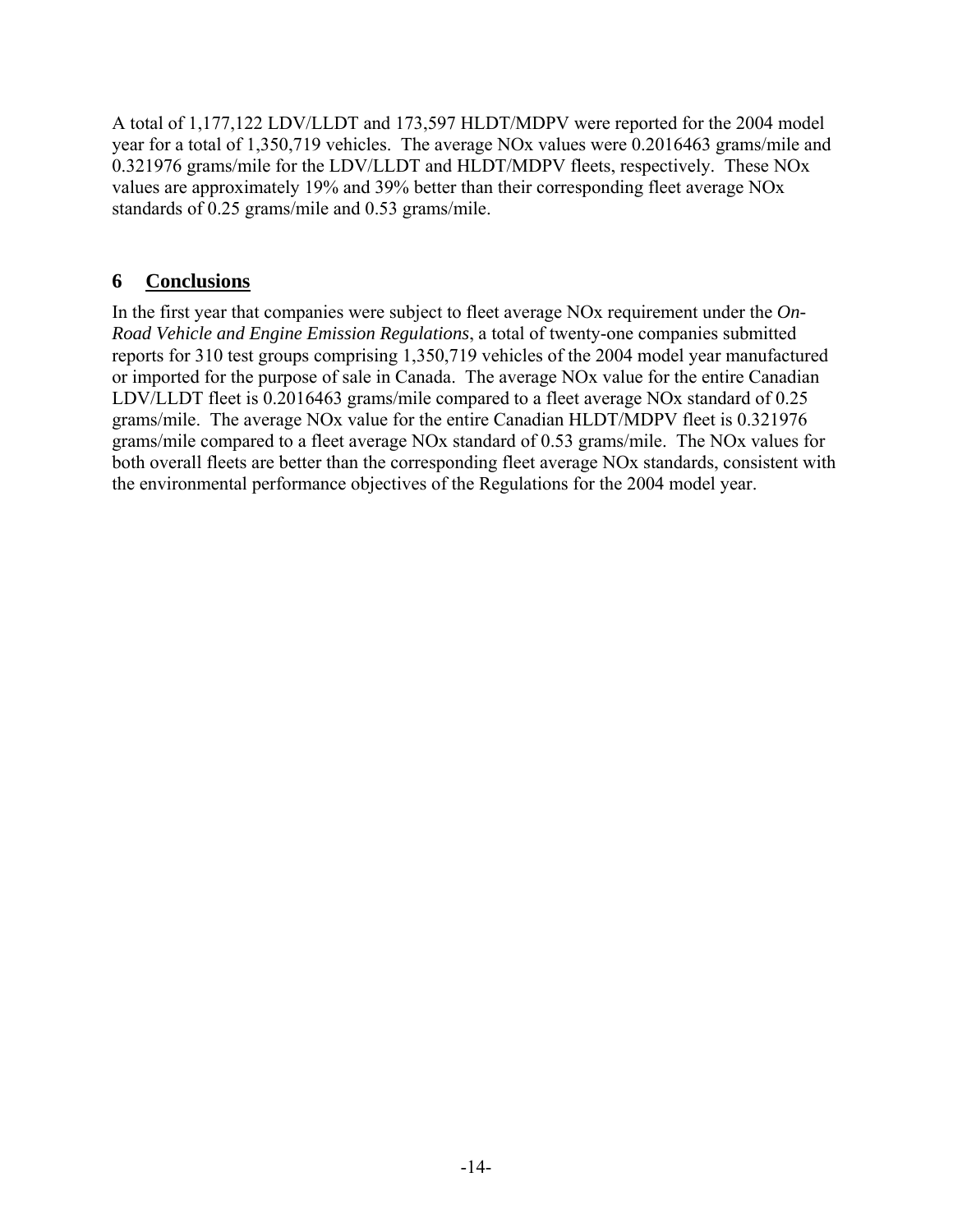A total of 1,177,122 LDV/LLDT and 173,597 HLDT/MDPV were reported for the 2004 model year for a total of 1,350,719 vehicles. The average NOx values were 0.2016463 grams/mile and 0.321976 grams/mile for the LDV/LLDT and HLDT/MDPV fleets, respectively. These NOx values are approximately 19% and 39% better than their corresponding fleet average NOx standards of 0.25 grams/mile and 0.53 grams/mile.

# 6 Conclusions

In the first year that companies were subject to fleet average NOx requirement under the *On-Road Vehicle and Engine Emission Regulations*, a total of twenty-one companies submitted reports for 310 test groups comprising 1,350,719 vehicles of the 2004 model year manufactured or imported for the purpose of sale in Canada. The average NOx value for the entire Canadian LDV/LLDT fleet is 0.2016463 grams/mile compared to a fleet average NOx standard of 0.25 grams/mile. The average NOx value for the entire Canadian HLDT/MDPV fleet is 0.321976 grams/mile compared to a fleet average NOx standard of 0.53 grams/mile. The NOx values for both overall fleets are better than the corresponding fleet average NOx standards, consistent with the environmental performance objectives of the Regulations for the 2004 model year.